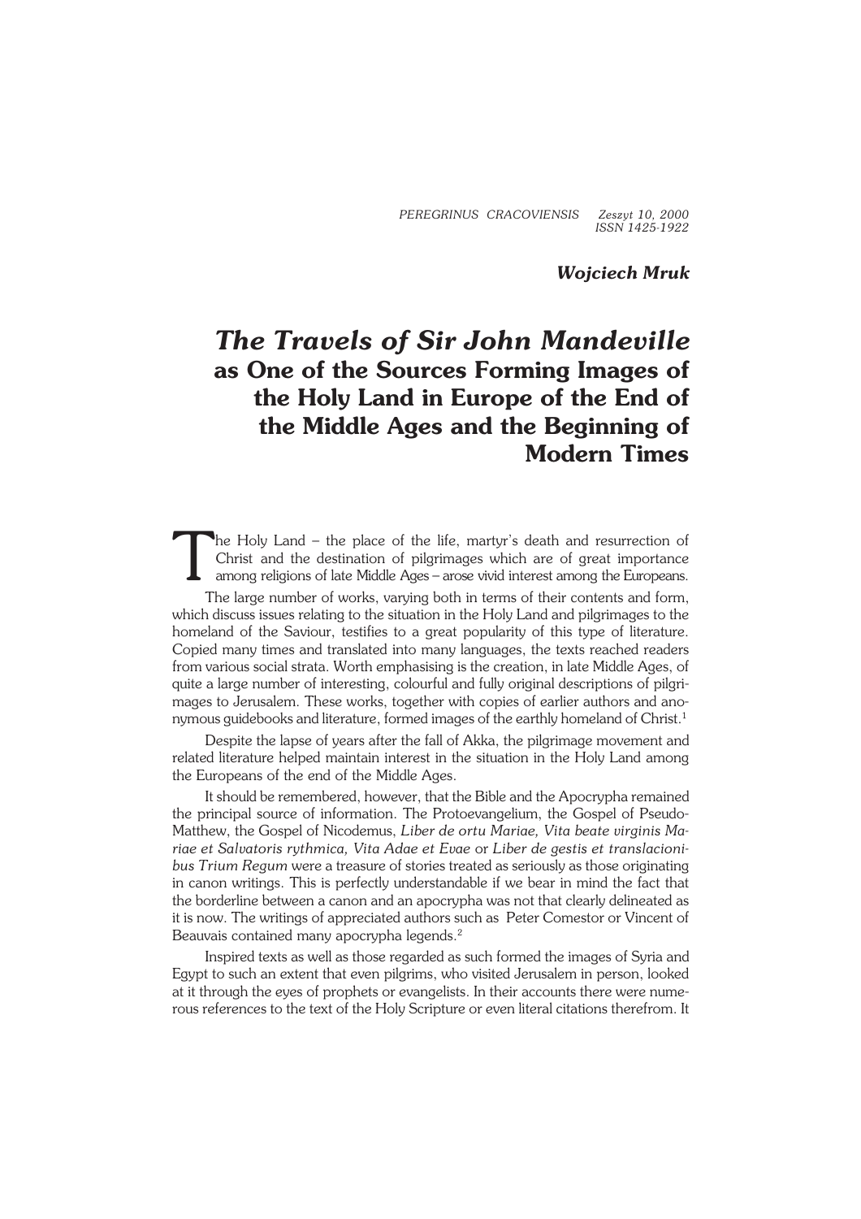*Wojciech Mruk*

# *The Travels of Sir John Mandeville* as One of the Sources Forming Images of the Holy Land in Europe of the End of the Middle Ages and the Beginning of Modern Times

The Holy Land – the place of the life, martyr's death and resurrection of Christ and the destination of pilgrimages which are of great importance among religions of late Middle Ages – arose vivid interest among the Europeans.

The large number of works, varying both in terms of their contents and form, which discuss issues relating to the situation in the Holy Land and pilgrimages to the homeland of the Saviour, testifies to a great popularity of this type of literature. Copied many times and translated into many languages, the texts reached readers from various social strata. Worth emphasising is the creation, in late Middle Ages, of quite a large number of interesting, colourful and fully original descriptions of pilgrimages to Jerusalem. These works, together with copies of earlier authors and anonymous guidebooks and literature, formed images of the earthly homeland of Christ.[1]

Despite the lapse of years after the fall of Akka, the pilgrimage movement and related literature helped maintain interest in the situation in the Holy Land among the Europeans of the end of the Middle Ages.

It should be remembered, however, that the Bible and the Apocrypha remained the principal source of information. The Protoevangelium, the Gospel of Pseudo-Matthew, the Gospel of Nicodemus, *Liber de ortu Mariae, Vita beate virginis Mariae et Salvatoris rythmica, Vita Adae et Evae* or *Liber de gestis et translacionibus Trium Regum* were a treasure of stories treated as seriously as those originating in canon writings. This is perfectly understandable if we bear in mind the fact that the borderline between a canon and an apocrypha was not that clearly delineated as it is now. The writings of appreciated authors such as Peter Comestor or Vincent of Beauvais contained many apocrypha legends.[2]

Inspired texts as well as those regarded as such formed the images of Syria and Egypt to such an extent that even pilgrims, who visited Jerusalem in person, looked at it through the eyes of prophets or evangelists. In their accounts there were numerous references to the text of the Holy Scripture or even literal citations therefrom. It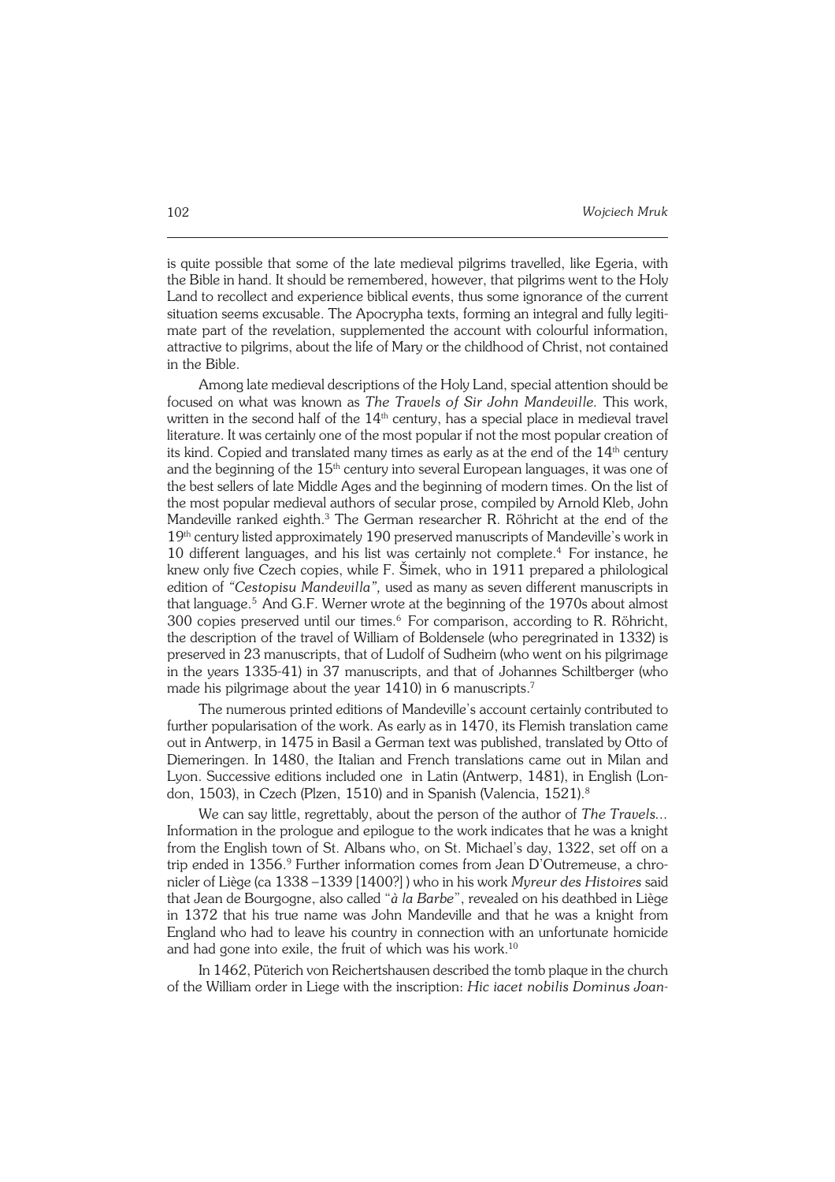is quite possible that some of the late medieval pilgrims travelled, like Egeria, with the Bible in hand. It should be remembered, however, that pilgrims went to the Holy Land to recollect and experience biblical events, thus some ignorance of the current situation seems excusable. The Apocrypha texts, forming an integral and fully legitimate part of the revelation, supplemented the account with colourful information, attractive to pilgrims, about the life of Mary or the childhood of Christ, not contained in the Bible.

Among late medieval descriptions of the Holy Land, special attention should be focused on what was known as *The Travels of Sir John Mandeville.* This work, written in the second half of the 14th century, has a special place in medieval travel literature. It was certainly one of the most popular if not the most popular creation of its kind. Copied and translated many times as early as at the end of the 14th century and the beginning of the 15th century into several European languages, it was one of the best sellers of late Middle Ages and the beginning of modern times. On the list of the most popular medieval authors of secular prose, compiled by Arnold Kleb, John Mandeville ranked eighth.[3] The German researcher R. Röhricht at the end of the 19th century listed approximately 190 preserved manuscripts of Mandeville's work in 10 different languages, and his list was certainly not complete.[4] For instance, he knew only five Czech copies, while F. Šimek, who in 1911 prepared a philological edition of *"Cestopisu Mandevilla",* used as many as seven different manuscripts in that language.[5] And G.F. Werner wrote at the beginning of the 1970s about almost 300 copies preserved until our times.[6] For comparison, according to R. Röhricht, the description of the travel of William of Boldensele (who peregrinated in 1332) is preserved in 23 manuscripts, that of Ludolf of Sudheim (who went on his pilgrimage in the years 1335-41) in 37 manuscripts, and that of Johannes Schiltberger (who made his pilgrimage about the year 1410) in 6 manuscripts.[7]

The numerous printed editions of Mandeville's account certainly contributed to further popularisation of the work. As early as in 1470, its Flemish translation came out in Antwerp, in 1475 in Basil a German text was published, translated by Otto of Diemeringen. In 1480, the Italian and French translations came out in Milan and Lyon. Successive editions included one in Latin (Antwerp, 1481), in English (London, 1503), in Czech (Plzen, 1510) and in Spanish (Valencia, 1521).[8]

We can say little, regrettably, about the person of the author of *The Travels...* Information in the prologue and epilogue to the work indicates that he was a knight from the English town of St. Albans who, on St. Michael's day, 1322, set off on a trip ended in 1356.[9] Further information comes from Jean D'Outremeuse, a chronicler of Liège (ca 1338 –1339 [1400?] ) who in his work *Myreur des Histoires* said that Jean de Bourgogne, also called "*à la Barbe*", revealed on his deathbed in Liège in 1372 that his true name was John Mandeville and that he was a knight from England who had to leave his country in connection with an unfortunate homicide and had gone into exile, the fruit of which was his work.[10]

In 1462, Püterich von Reichertshausen described the tomb plaque in the church of the William order in Liege with the inscription: *Hic iacet nobilis Dominus Joan-*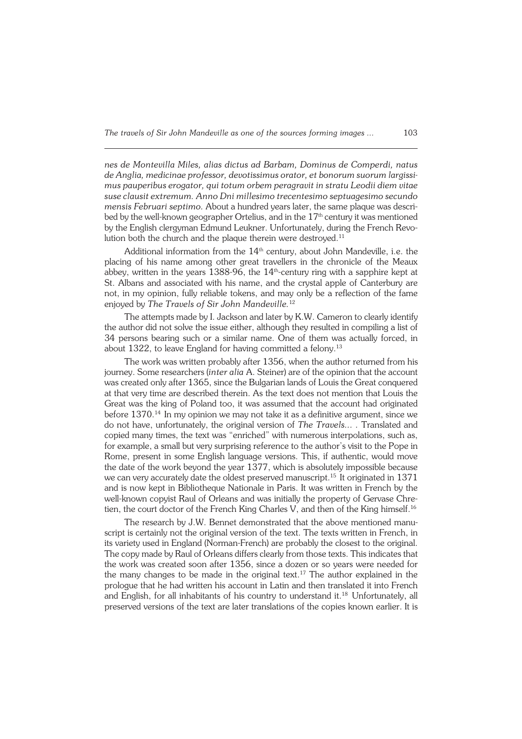*nes de Montevilla Miles, alias dictus ad Barbam, Dominus de Comperdi, natus de Anglia, medicinae professor, devotissimus orator, et bonorum suorum largissimus pauperibus erogator, qui totum orbem peragravit in stratu Leodii diem vitae suse clausit extremum. Anno Dni millesimo trecentesimo septuagesimo secundo mensis Februari septimo.* About a hundred years later, the same plaque was described by the well-known geographer Ortelius, and in the 17th century it was mentioned by the English clergyman Edmund Leukner. Unfortunately, during the French Revolution both the church and the plaque therein were destroyed.[11]

Additional information from the 14th century, about John Mandeville, i.e. the placing of his name among other great travellers in the chronicle of the Meaux abbey, written in the years 1388-96, the 14th-century ring with a sapphire kept at St. Albans and associated with his name, and the crystal apple of Canterbury are not, in my opinion, fully reliable tokens, and may only be a reflection of the fame enjoyed by *The Travels of Sir John Mandeville.*[12]

The attempts made by I. Jackson and later by K.W. Cameron to clearly identify the author did not solve the issue either, although they resulted in compiling a list of 34 persons bearing such or a similar name. One of them was actually forced, in about 1322, to leave England for having committed a felony.[13]

The work was written probably after 1356, when the author returned from his journey. Some researchers (*inter alia* A. Steiner) are of the opinion that the account was created only after 1365, since the Bulgarian lands of Louis the Great conquered at that very time are described therein. As the text does not mention that Louis the Great was the king of Poland too, it was assumed that the account had originated before 1370.[14] In my opinion we may not take it as a definitive argument, since we do not have, unfortunately, the original version of *The Travels...* . Translated and copied many times, the text was "enriched" with numerous interpolations, such as, for example, a small but very surprising reference to the author's visit to the Pope in Rome, present in some English language versions. This, if authentic, would move the date of the work beyond the year 1377, which is absolutely impossible because we can very accurately date the oldest preserved manuscript.[15] It originated in 1371 and is now kept in Bibliotheque Nationale in Paris. It was written in French by the well-known copyist Raul of Orleans and was initially the property of Gervase Chretien, the court doctor of the French King Charles V, and then of the King himself.[16]

The research by J.W. Bennet demonstrated that the above mentioned manuscript is certainly not the original version of the text. The texts written in French, in its variety used in England (Norman-French) are probably the closest to the original. The copy made by Raul of Orleans differs clearly from those texts. This indicates that the work was created soon after 1356, since a dozen or so years were needed for the many changes to be made in the original text.[17] The author explained in the prologue that he had written his account in Latin and then translated it into French and English, for all inhabitants of his country to understand it.[18] Unfortunately, all preserved versions of the text are later translations of the copies known earlier. It is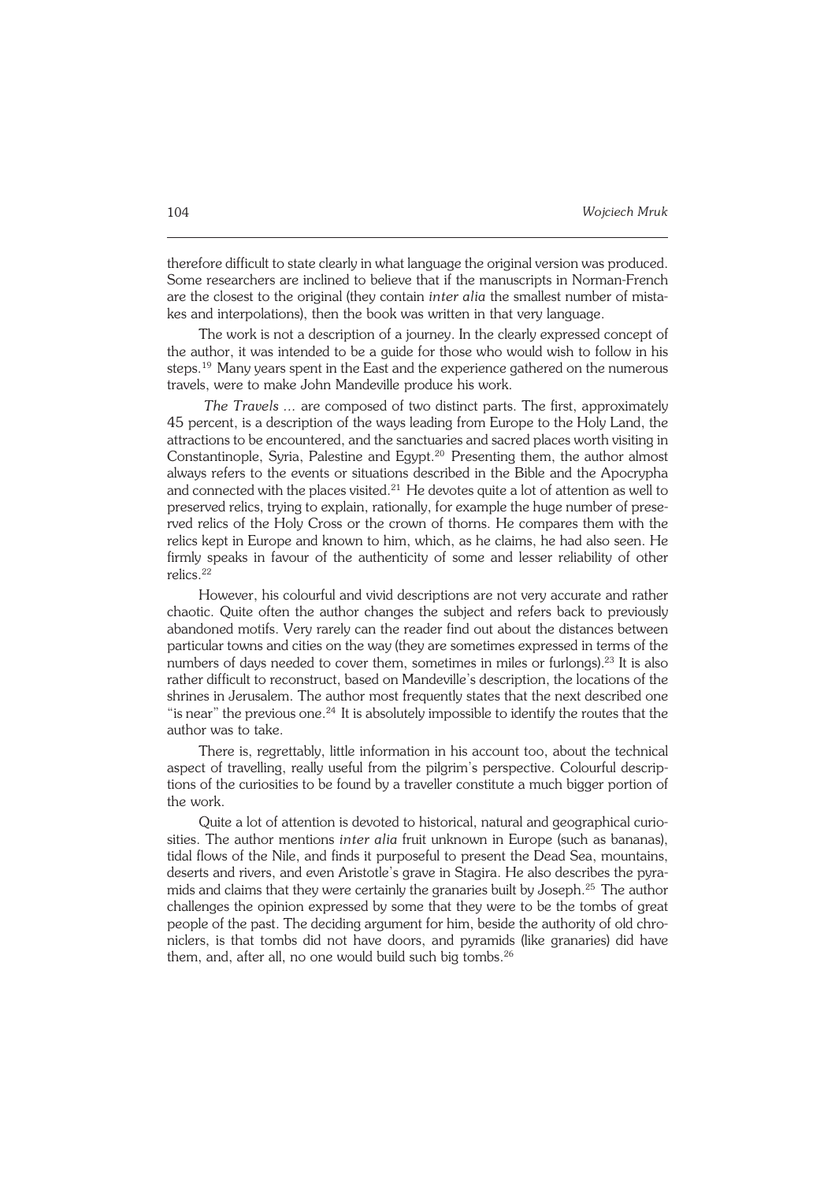therefore difficult to state clearly in what language the original version was produced. Some researchers are inclined to believe that if the manuscripts in Norman-French are the closest to the original (they contain *inter alia* the smallest number of mistakes and interpolations), then the book was written in that very language.

The work is not a description of a journey. In the clearly expressed concept of the author, it was intended to be a guide for those who would wish to follow in his steps.[19] Many years spent in the East and the experience gathered on the numerous travels, were to make John Mandeville produce his work.

*The Travels ...* are composed of two distinct parts. The first, approximately 45 percent, is a description of the ways leading from Europe to the Holy Land, the attractions to be encountered, and the sanctuaries and sacred places worth visiting in Constantinople, Syria, Palestine and Egypt.[20] Presenting them, the author almost always refers to the events or situations described in the Bible and the Apocrypha and connected with the places visited.[21] He devotes quite a lot of attention as well to preserved relics, trying to explain, rationally, for example the huge number of preserved relics of the Holy Cross or the crown of thorns. He compares them with the relics kept in Europe and known to him, which, as he claims, he had also seen. He firmly speaks in favour of the authenticity of some and lesser reliability of other relics.[22]

However, his colourful and vivid descriptions are not very accurate and rather chaotic. Quite often the author changes the subject and refers back to previously abandoned motifs. Very rarely can the reader find out about the distances between particular towns and cities on the way (they are sometimes expressed in terms of the numbers of days needed to cover them, sometimes in miles or furlongs).[23] It is also rather difficult to reconstruct, based on Mandeville's description, the locations of the shrines in Jerusalem. The author most frequently states that the next described one "is near" the previous one.[24] It is absolutely impossible to identify the routes that the author was to take.

There is, regrettably, little information in his account too, about the technical aspect of travelling, really useful from the pilgrim's perspective. Colourful descriptions of the curiosities to be found by a traveller constitute a much bigger portion of the work.

Quite a lot of attention is devoted to historical, natural and geographical curiosities. The author mentions *inter alia* fruit unknown in Europe (such as bananas), tidal flows of the Nile, and finds it purposeful to present the Dead Sea, mountains, deserts and rivers, and even Aristotle's grave in Stagira. He also describes the pyramids and claims that they were certainly the granaries built by Joseph.[25] The author challenges the opinion expressed by some that they were to be the tombs of great people of the past. The deciding argument for him, beside the authority of old chroniclers, is that tombs did not have doors, and pyramids (like granaries) did have them, and, after all, no one would build such big tombs.[26]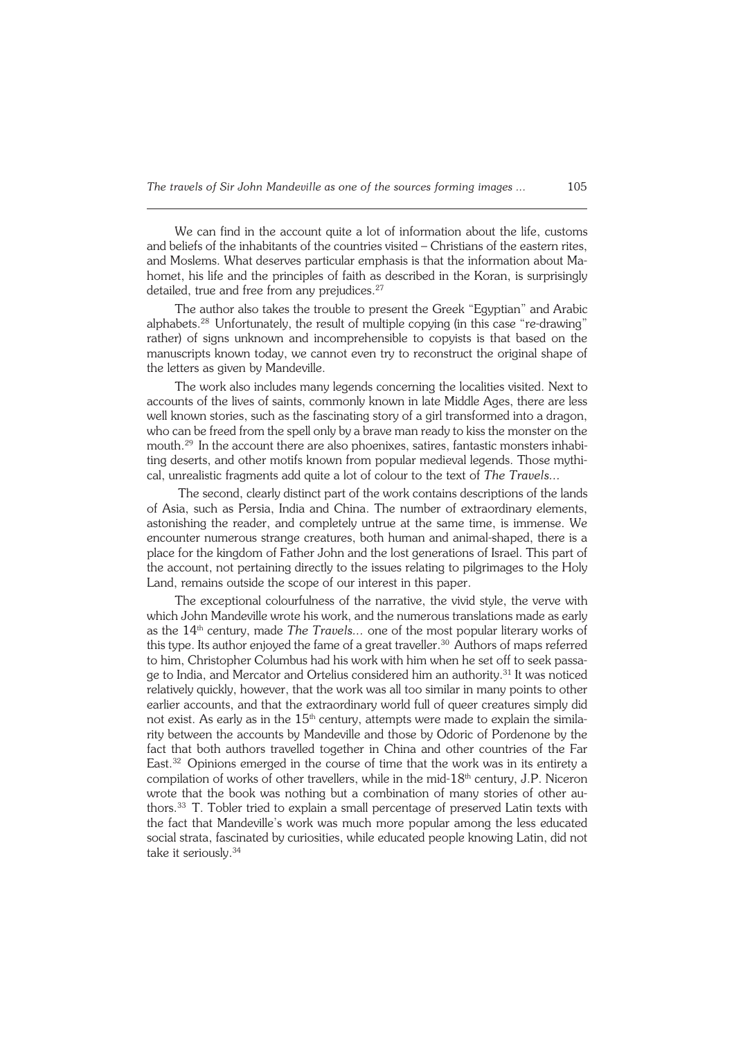We can find in the account quite a lot of information about the life, customs and beliefs of the inhabitants of the countries visited – Christians of the eastern rites, and Moslems. What deserves particular emphasis is that the information about Mahomet, his life and the principles of faith as described in the Koran, is surprisingly detailed, true and free from any prejudices.[27]

The author also takes the trouble to present the Greek "Egyptian" and Arabic alphabets.[28] Unfortunately, the result of multiple copying (in this case "re-drawing" rather) of signs unknown and incomprehensible to copyists is that based on the manuscripts known today, we cannot even try to reconstruct the original shape of the letters as given by Mandeville.

The work also includes many legends concerning the localities visited. Next to accounts of the lives of saints, commonly known in late Middle Ages, there are less well known stories, such as the fascinating story of a girl transformed into a dragon, who can be freed from the spell only by a brave man ready to kiss the monster on the mouth.[29] In the account there are also phoenixes, satires, fantastic monsters inhabiting deserts, and other motifs known from popular medieval legends. Those mythical, unrealistic fragments add quite a lot of colour to the text of *The Travels...*

The second, clearly distinct part of the work contains descriptions of the lands of Asia, such as Persia, India and China. The number of extraordinary elements, astonishing the reader, and completely untrue at the same time, is immense. We encounter numerous strange creatures, both human and animal-shaped, there is a place for the kingdom of Father John and the lost generations of Israel. This part of the account, not pertaining directly to the issues relating to pilgrimages to the Holy Land, remains outside the scope of our interest in this paper.

The exceptional colourfulness of the narrative, the vivid style, the verve with which John Mandeville wrote his work, and the numerous translations made as early as the 14th century, made *The Travels...* one of the most popular literary works of this type. Its author enjoyed the fame of a great traveller.[30] Authors of maps referred to him, Christopher Columbus had his work with him when he set off to seek passage to India, and Mercator and Ortelius considered him an authority.[31] It was noticed relatively quickly, however, that the work was all too similar in many points to other earlier accounts, and that the extraordinary world full of queer creatures simply did not exist. As early as in the 15th century, attempts were made to explain the similarity between the accounts by Mandeville and those by Odoric of Pordenone by the fact that both authors travelled together in China and other countries of the Far East.[32] Opinions emerged in the course of time that the work was in its entirety a compilation of works of other travellers, while in the mid-18th century, J.P. Niceron wrote that the book was nothing but a combination of many stories of other authors.[33] T. Tobler tried to explain a small percentage of preserved Latin texts with the fact that Mandeville's work was much more popular among the less educated social strata, fascinated by curiosities, while educated people knowing Latin, did not take it seriously.[34]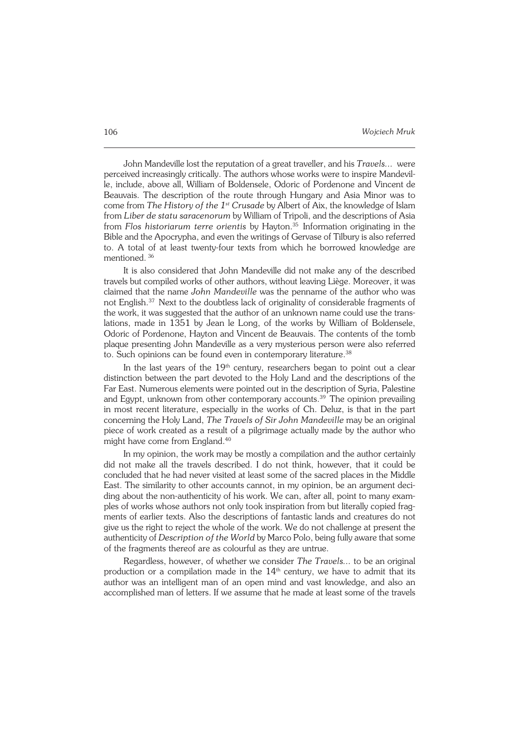John Mandeville lost the reputation of a great traveller, and his *Travels…* were perceived increasingly critically. The authors whose works were to inspire Mandeville, include, above all, William of Boldensele, Odoric of Pordenone and Vincent de Beauvais. The description of the route through Hungary and Asia Minor was to come from *The History of the 1st Crusade* by Albert of Aix, the knowledge of Islam from *Liber de statu saracenorum* by William of Tripoli, and the descriptions of Asia from *Flos historiarum terre orientis* by Hayton.[35] Information originating in the Bible and the Apocrypha, and even the writings of Gervase of Tilbury is also referred to. A total of at least twenty-four texts from which he borrowed knowledge are mentioned.[36]

It is also considered that John Mandeville did not make any of the described travels but compiled works of other authors, without leaving Liège. Moreover, it was claimed that the name *John Mandeville* was the penname of the author who was not English.[37] Next to the doubtless lack of originality of considerable fragments of the work, it was suggested that the author of an unknown name could use the translations, made in 1351 by Jean le Long, of the works by William of Boldensele, Odoric of Pordenone, Hayton and Vincent de Beauvais. The contents of the tomb plaque presenting John Mandeville as a very mysterious person were also referred to. Such opinions can be found even in contemporary literature.[38]

In the last years of the 19th century, researchers began to point out a clear distinction between the part devoted to the Holy Land and the descriptions of the Far East. Numerous elements were pointed out in the description of Syria, Palestine and Egypt, unknown from other contemporary accounts.[39] The opinion prevailing in most recent literature, especially in the works of Ch. Deluz, is that in the part concerning the Holy Land, *The Travels of Sir John Mandeville* may be an original piece of work created as a result of a pilgrimage actually made by the author who might have come from England.[40]

In my opinion, the work may be mostly a compilation and the author certainly did not make all the travels described. I do not think, however, that it could be concluded that he had never visited at least some of the sacred places in the Middle East. The similarity to other accounts cannot, in my opinion, be an argument deciding about the non-authenticity of his work. We can, after all, point to many examples of works whose authors not only took inspiration from but literally copied fragments of earlier texts. Also the descriptions of fantastic lands and creatures do not give us the right to reject the whole of the work. We do not challenge at present the authenticity of *Description of the World* by Marco Polo, being fully aware that some of the fragments thereof are as colourful as they are untrue.

Regardless, however, of whether we consider *The Travels…* to be an original production or a compilation made in the 14th century, we have to admit that its author was an intelligent man of an open mind and vast knowledge, and also an accomplished man of letters. If we assume that he made at least some of the travels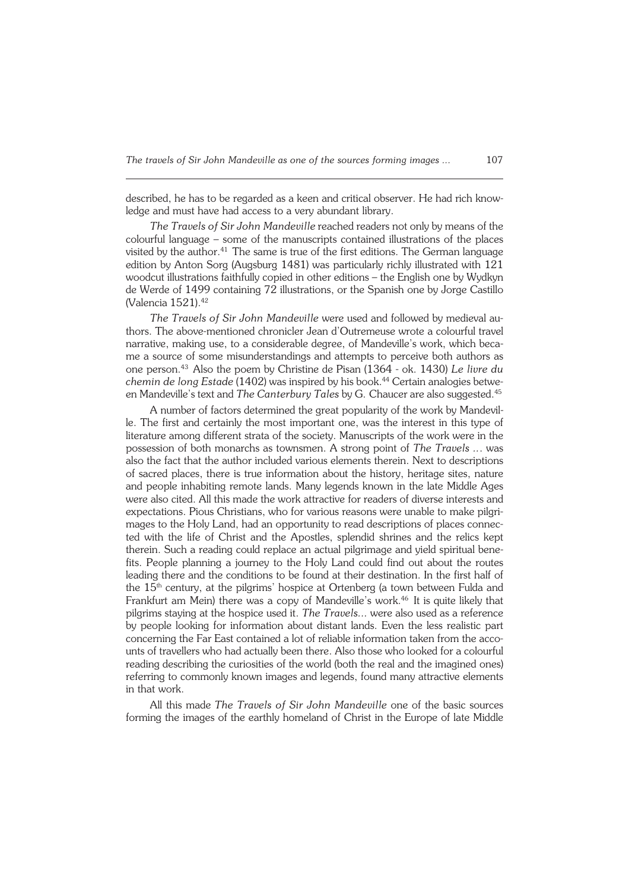described, he has to be regarded as a keen and critical observer. He had rich knowledge and must have had access to a very abundant library.

*The Travels of Sir John Mandeville* reached readers not only by means of the colourful language – some of the manuscripts contained illustrations of the places visited by the author.[41] The same is true of the first editions. The German language edition by Anton Sorg (Augsburg 1481) was particularly richly illustrated with 121 woodcut illustrations faithfully copied in other editions – the English one by Wydkyn de Werde of 1499 containing 72 illustrations, or the Spanish one by Jorge Castillo (Valencia 1521).[42]

*The Travels of Sir John Mandeville* were used and followed by medieval authors. The above-mentioned chronicler Jean d'Outremeuse wrote a colourful travel narrative, making use, to a considerable degree, of Mandeville's work, which became a source of some misunderstandings and attempts to perceive both authors as one person.[43] Also the poem by Christine de Pisan (1364 - ok. 1430) *Le livre du chemin de long Estade* (1402) was inspired by his book.[44] Certain analogies between Mandeville's text and *The Canterbury Tales* by G. Chaucer are also suggested.[45]

A number of factors determined the great popularity of the work by Mandeville. The first and certainly the most important one, was the interest in this type of literature among different strata of the society. Manuscripts of the work were in the possession of both monarchs as townsmen. A strong point of *The Travels ...* was also the fact that the author included various elements therein. Next to descriptions of sacred places, there is true information about the history, heritage sites, nature and people inhabiting remote lands. Many legends known in the late Middle Ages were also cited. All this made the work attractive for readers of diverse interests and expectations. Pious Christians, who for various reasons were unable to make pilgrimages to the Holy Land, had an opportunity to read descriptions of places connected with the life of Christ and the Apostles, splendid shrines and the relics kept therein. Such a reading could replace an actual pilgrimage and yield spiritual benefits. People planning a journey to the Holy Land could find out about the routes leading there and the conditions to be found at their destination. In the first half of the 15th century, at the pilgrims' hospice at Ortenberg (a town between Fulda and Frankfurt am Mein) there was a copy of Mandeville's work.[46] It is quite likely that pilgrims staying at the hospice used it. *The Travels...* were also used as a reference by people looking for information about distant lands. Even the less realistic part concerning the Far East contained a lot of reliable information taken from the accounts of travellers who had actually been there. Also those who looked for a colourful reading describing the curiosities of the world (both the real and the imagined ones) referring to commonly known images and legends, found many attractive elements in that work.

All this made *The Travels of Sir John Mandeville* one of the basic sources forming the images of the earthly homeland of Christ in the Europe of late Middle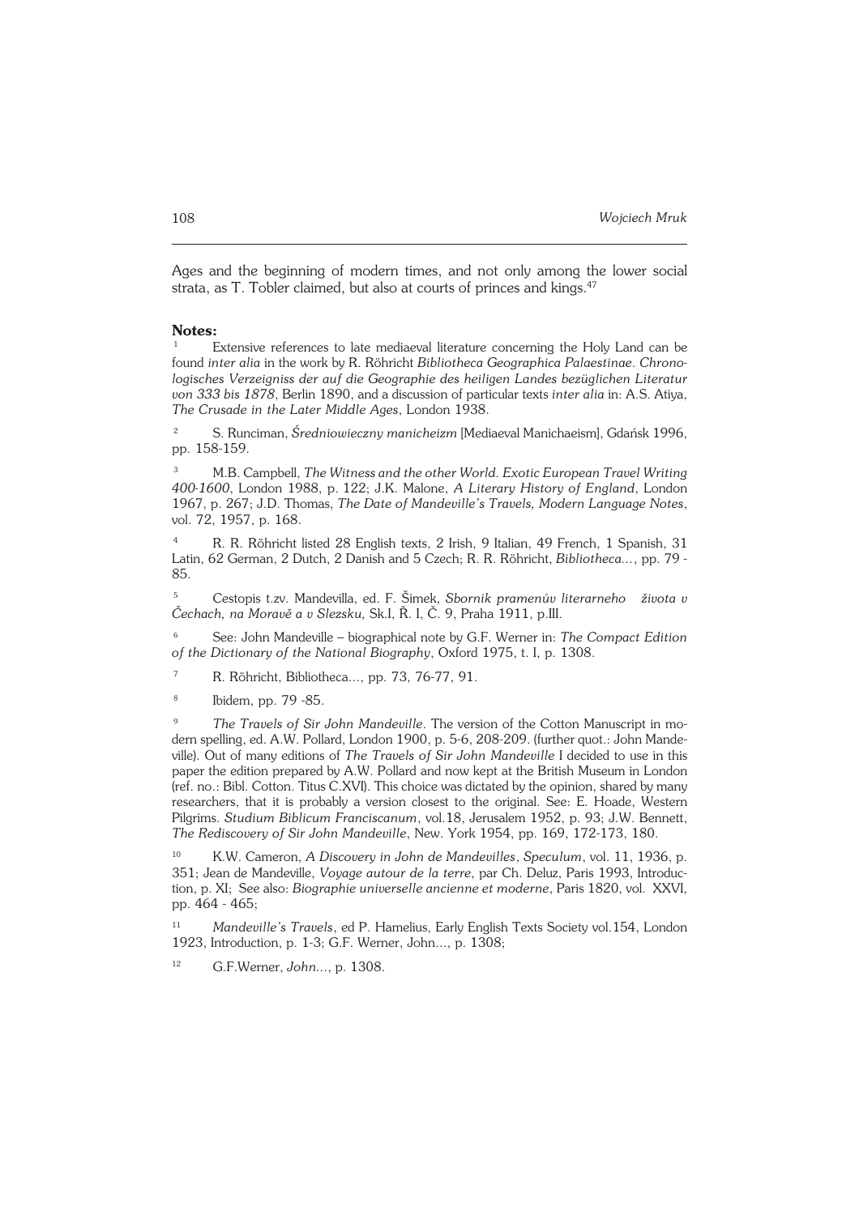Ages and the beginning of modern times, and not only among the lower social strata, as T. Tobler claimed, but also at courts of princes and kings.[47]

**Notes:**

[1] Extensive references to late mediaeval literature concerning the Holy Land can be found *inter alia* in the work by R. Röhricht *Bibliotheca Geographica Palaestinae. Chronologisches Verzeigniss der auf die Geographie des heiligen Landes bezüglichen Literatur von 333 bis 1878*, Berlin 1890, and a discussion of particular texts *inter alia* in: A.S. Atiya, *The Crusade in the Later Middle Ages*, London 1938.

[2] S. Runciman, *Średniowieczny manicheizm* [Mediaeval Manichaeism], Gdańsk 1996, pp. 158-159.

[3] M.B. Campbell, *The Witness and the other World. Exotic European Travel Writing 400-1600*, London 1988, p. 122; J.K. Malone, *A Literary History of England*, London 1967, p. 267; J.D. Thomas, *The Date of Mandeville's Travels, Modern Language Notes*, vol. 72, 1957, p. 168.

[4] R. R. Röhricht listed 28 English texts, 2 Irish, 9 Italian, 49 French, 1 Spanish, 31 Latin, 62 German, 2 Dutch, 2 Danish and 5 Czech; R. R. Röhricht, *Bibliotheca...*, pp. 79 - 85.

[5] Cestopis t.zv. Mandevilla, ed. F. Šimek, *Sbornik pramenův literarneho života v Čechach, na Moravě a v Slezsku,* Sk.I, Ř. I, Č. 9, Praha 1911, p.III.

[6] See: John Mandeville – biographical note by G.F. Werner in: *The Compact Edition of the Dictionary of the National Biography*, Oxford 1975, t. I, p. 1308.

[7] R. Röhricht, Bibliotheca..., pp. 73, 76-77, 91.

[8] Ibidem, pp. 79 -85.

[9] *The Travels of Sir John Mandeville*. The version of the Cotton Manuscript in modern spelling, ed. A.W. Pollard, London 1900, p. 5-6, 208-209. (further quot.: John Mandeville). Out of many editions of *The Travels of Sir John Mandeville* I decided to use in this paper the edition prepared by A.W. Pollard and now kept at the British Museum in London (ref. no.: Bibl. Cotton. Titus C.XVI). This choice was dictated by the opinion, shared by many researchers, that it is probably a version closest to the original. See: E. Hoade, Western Pilgrims. *Studium Biblicum Franciscanum*, vol.18, Jerusalem 1952, p. 93; J.W. Bennett, *The Rediscovery of Sir John Mandeville*, New. York 1954, pp. 169, 172-173, 180.

[10] K.W. Cameron, *A Discovery in John de Mandevilles*, *Speculum*, vol. 11, 1936, p. 351; Jean de Mandeville, *Voyage autour de la terre*, par Ch. Deluz, Paris 1993, Introduction, p. XI; See also: *Biographie universelle ancienne et moderne*, Paris 1820, vol. XXVI, pp. 464 - 465;

[11] *Mandeville's Travels*, ed P. Hamelius, Early English Texts Society vol.154, London 1923, Introduction, p. 1-3; G.F. Werner, John..., p. 1308;

[12] G.F.Werner, *John...*, p. 1308.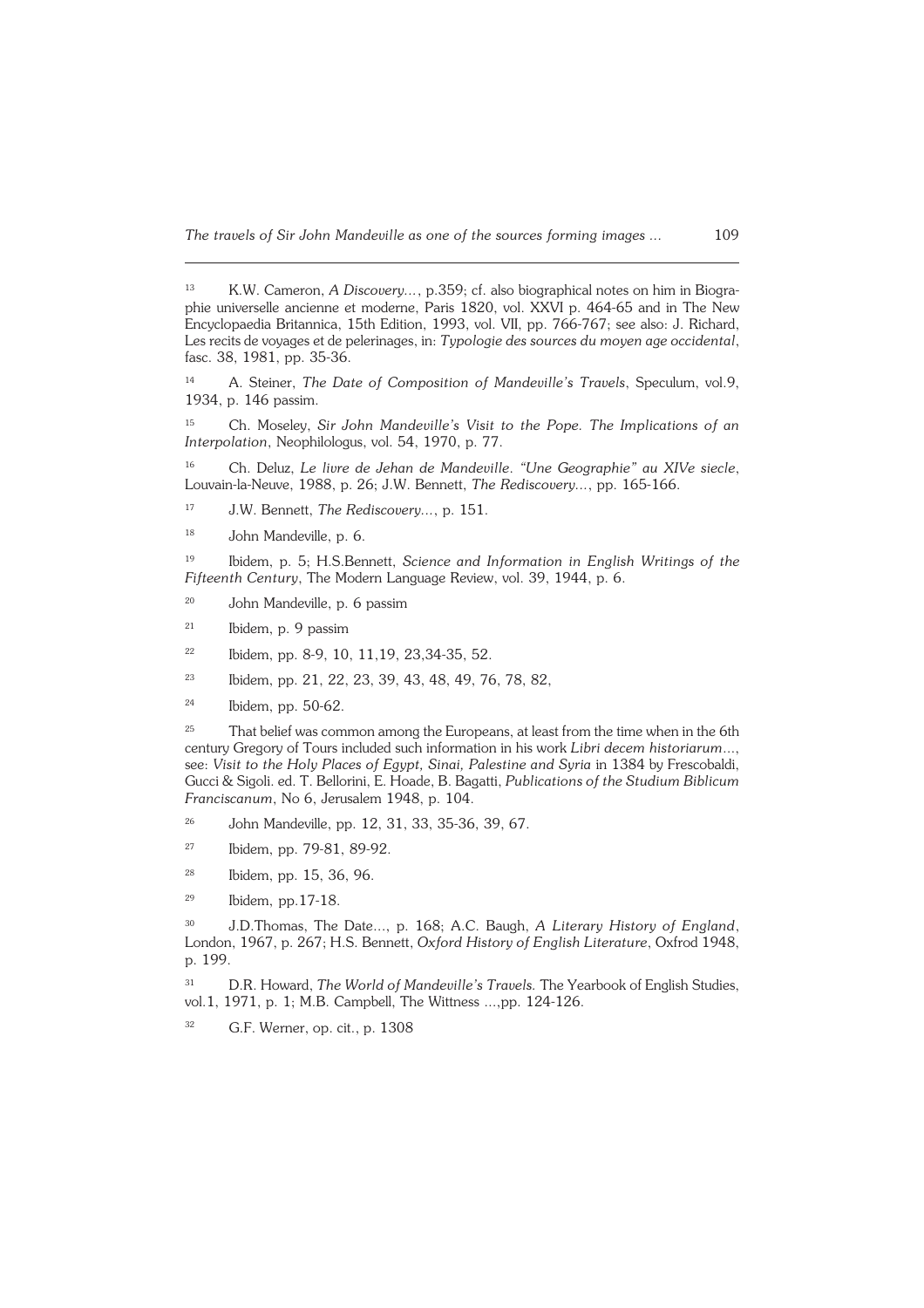[13] K.W. Cameron, *A Discovery...*, p.359; cf. also biographical notes on him in Biographie universelle ancienne et moderne, Paris 1820, vol. XXVI p. 464-65 and in The New Encyclopaedia Britannica, 15th Edition, 1993, vol. VII, pp. 766-767; see also: J. Richard, Les recits de voyages et de pelerinages, in: *Typologie des sources du moyen age occidental*, fasc. 38, 1981, pp. 35-36.

[14] A. Steiner, *The Date of Composition of Mandeville's Travels*, Speculum, vol.9, 1934, p. 146 passim.

[15] Ch. Moseley, *Sir John Mandeville's Visit to the Pope. The Implications of an Interpolation*, Neophilologus, vol. 54, 1970, p. 77.

[16] Ch. Deluz, *Le livre de Jehan de Mandeville. "Une Geographie" au XIVe siecle*, Louvain-la-Neuve, 1988, p. 26; J.W. Bennett, *The Rediscovery...*, pp. 165-166.

[17] J.W. Bennett, *The Rediscovery...*, p. 151.

[18] John Mandeville, p. 6.

[19] Ibidem, p. 5; H.S.Bennett, *Science and Information in English Writings of the Fifteenth Century*, The Modern Language Review, vol. 39, 1944, p. 6.

[20] John Mandeville, p. 6 passim

[21] Ibidem, p. 9 passim

[22] Ibidem, pp. 8-9, 10, 11,19, 23,34-35, 52.

[23] Ibidem, pp. 21, 22, 23, 39, 43, 48, 49, 76, 78, 82,

[24] Ibidem, pp. 50-62.

[25] That belief was common among the Europeans, at least from the time when in the 6th century Gregory of Tours included such information in his work *Libri decem historiarum...*, see: *Visit to the Holy Places of Egypt, Sinai, Palestine and Syria* in 1384 by Frescobaldi, Gucci & Sigoli. ed. T. Bellorini, E. Hoade, B. Bagatti, *Publications of the Studium Biblicum Franciscanum*, No 6, Jerusalem 1948, p. 104.

[26] John Mandeville, pp. 12, 31, 33, 35-36, 39, 67.

[27] Ibidem, pp. 79-81, 89-92.

[28] Ibidem, pp. 15, 36, 96.

[29] Ibidem, pp.17-18.

[30] J.D.Thomas, The Date..., p. 168; A.C. Baugh, *A Literary History of England*, London, 1967, p. 267; H.S. Bennett, *Oxford History of English Literature*, Oxfrod 1948, p. 199.

[31] D.R. Howard, *The World of Mandeville's Travels.* The Yearbook of English Studies, vol.1, 1971, p. 1; M.B. Campbell, The Wittness ...,pp. 124-126.

[32] G.F. Werner, op. cit., p. 1308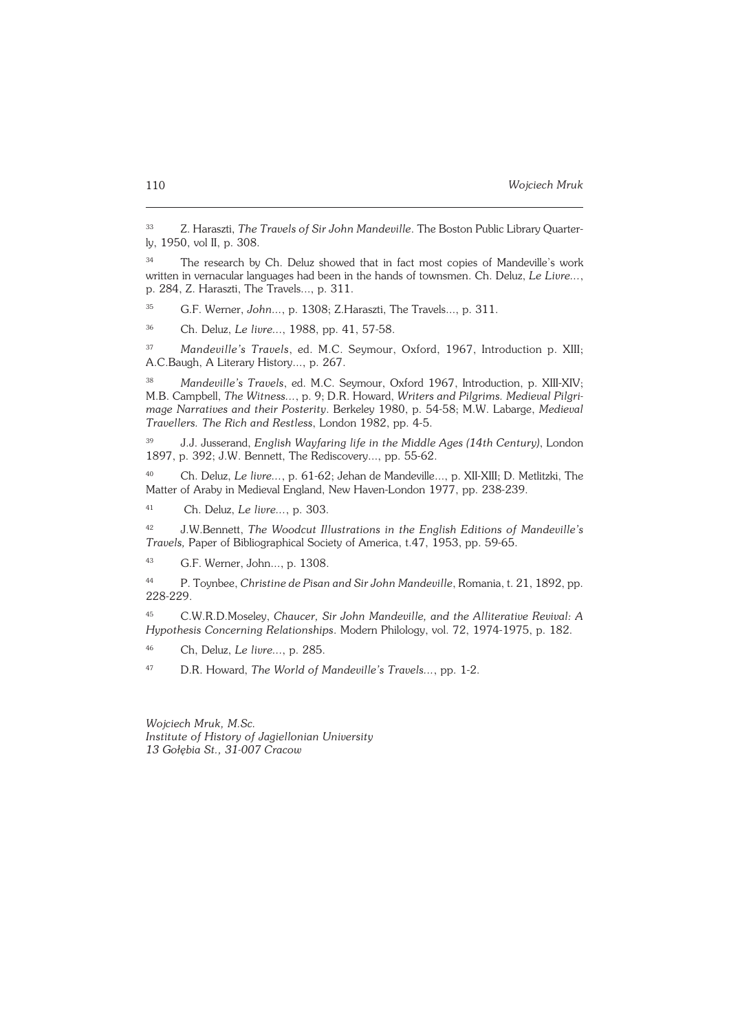[33] Z. Haraszti, *The Travels of Sir John Mandeville*. The Boston Public Library Quarterly, 1950, vol II, p. 308.

[34] The research by Ch. Deluz showed that in fact most copies of Mandeville's work written in vernacular languages had been in the hands of townsmen. Ch. Deluz, *Le Livre...*, p. 284, Z. Haraszti, The Travels..., p. 311.

[35] G.F. Werner, *John...*, p. 1308; Z.Haraszti, The Travels..., p. 311.

[36] Ch. Deluz, *Le livre...*, 1988, pp. 41, 57-58.

[37] *Mandeville's Travels*, ed. M.C. Seymour, Oxford, 1967, Introduction p. XIII; A.C.Baugh, A Literary History..., p. 267.

[38] *Mandeville's Travels*, ed. M.C. Seymour, Oxford 1967, Introduction, p. XIII-XIV; M.B. Campbell, *The Witness...*, p. 9; D.R. Howard, *Writers and Pilgrims. Medieval Pilgrimage Narratives and their Posterity*. Berkeley 1980, p. 54-58; M.W. Labarge, *Medieval Travellers. The Rich and Restless*, London 1982, pp. 4-5.

[39] J.J. Jusserand, *English Wayfaring life in the Middle Ages (14th Century)*, London 1897, p. 392; J.W. Bennett, The Rediscovery..., pp. 55-62.

[40] Ch. Deluz, *Le livre...*, p. 61-62; Jehan de Mandeville..., p. XII-XIII; D. Metlitzki, The Matter of Araby in Medieval England, New Haven-London 1977, pp. 238-239.

[41] Ch. Deluz, *Le livre...*, p. 303.

[42] J.W.Bennett, *The Woodcut Illustrations in the English Editions of Mandeville's Travels*, Paper of Bibliographical Society of America, t.47, 1953, pp. 59-65.

[43] G.F. Werner, John..., p. 1308.

[44] P. Toynbee, *Christine de Pisan and Sir John Mandeville*, Romania, t. 21, 1892, pp. 228-229.

[45] C.W.R.D.Moseley, *Chaucer, Sir John Mandeville, and the Alliterative Revival: A Hypothesis Concerning Relationships*. Modern Philology, vol. 72, 1974-1975, p. 182.

[46] Ch, Deluz, *Le livre...*, p. 285.

[47] D.R. Howard, *The World of Mandeville's Travels...*, pp. 1-2.

*Wojciech Mruk, M.Sc.*
*Institute of History of Jagiellonian University*
*13 Gołębia St., 31-007 Cracow*